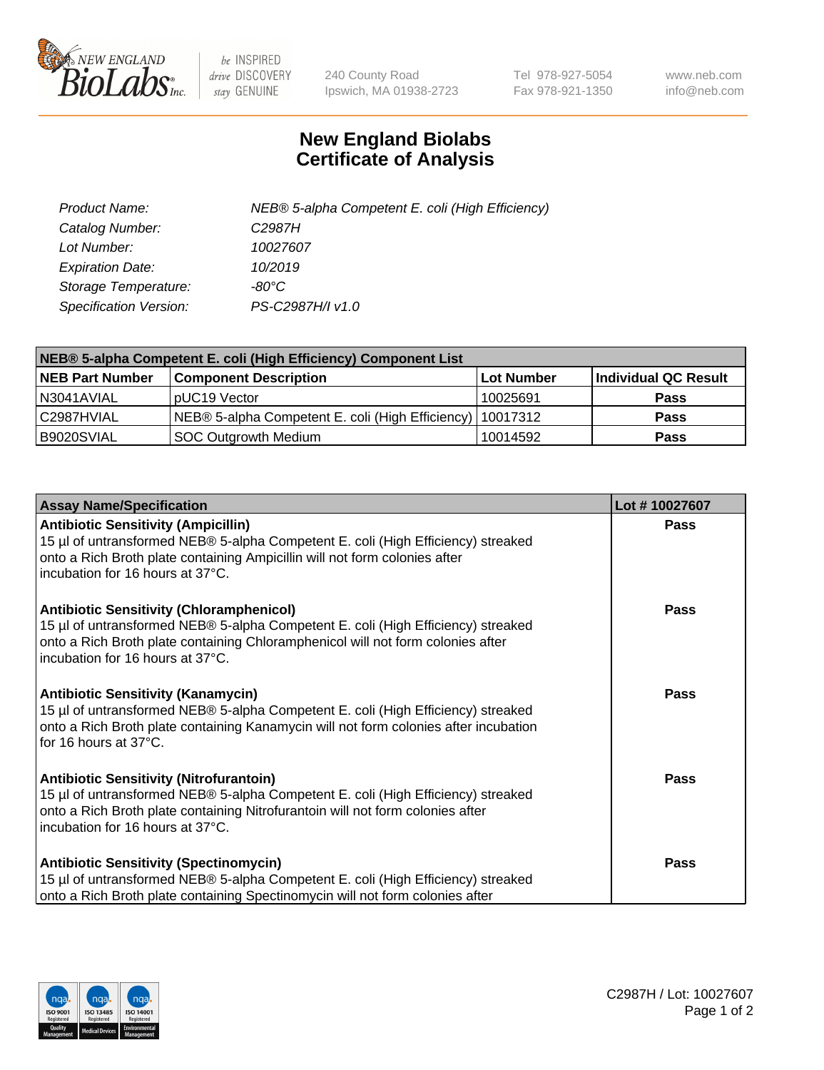New England BioLabs Inc. — be INSPIRED drive DISCOVERY stay GENUINE

240 County Road
Ipswich, MA 01938-2723

Tel 978-927-5054
Fax 978-921-1350

www.neb.com
info@neb.com

# New England Biolabs Certificate of Analysis

| | |
|---|---|
| *Product Name:* | *NEB® 5-alpha Competent E. coli (High Efficiency)* |
| *Catalog Number:* | *C2987H* |
| *Lot Number:* | *10027607* |
| *Expiration Date:* | *10/2019* |
| *Storage Temperature:* | *-80°C* |
| *Specification Version:* | *PS-C2987H/I v1.0* |

**NEB® 5-alpha Competent E. coli (High Efficiency) Component List**

| NEB Part Number | Component Description | Lot Number | Individual QC Result |
|---|---|---|---|
| N3041AVIAL | pUC19 Vector | 10025691 | **Pass** |
| C2987HVIAL | NEB® 5-alpha Competent E. coli (High Efficiency) | 10017312 | **Pass** |
| B9020SVIAL | SOC Outgrowth Medium | 10014592 | **Pass** |

| Assay Name/Specification | Lot # 10027607 |
|---|---|
| **Antibiotic Sensitivity (Ampicillin)** 15 µl of untransformed NEB® 5-alpha Competent E. coli (High Efficiency) streaked onto a Rich Broth plate containing Ampicillin will not form colonies after incubation for 16 hours at 37°C. | **Pass** |
| **Antibiotic Sensitivity (Chloramphenicol)** 15 µl of untransformed NEB® 5-alpha Competent E. coli (High Efficiency) streaked onto a Rich Broth plate containing Chloramphenicol will not form colonies after incubation for 16 hours at 37°C. | **Pass** |
| **Antibiotic Sensitivity (Kanamycin)** 15 µl of untransformed NEB® 5-alpha Competent E. coli (High Efficiency) streaked onto a Rich Broth plate containing Kanamycin will not form colonies after incubation for 16 hours at 37°C. | **Pass** |
| **Antibiotic Sensitivity (Nitrofurantoin)** 15 µl of untransformed NEB® 5-alpha Competent E. coli (High Efficiency) streaked onto a Rich Broth plate containing Nitrofurantoin will not form colonies after incubation for 16 hours at 37°C. | **Pass** |
| **Antibiotic Sensitivity (Spectinomycin)** 15 µl of untransformed NEB® 5-alpha Competent E. coli (High Efficiency) streaked onto a Rich Broth plate containing Spectinomycin will not form colonies after | **Pass** |

C2987H / Lot: 10027607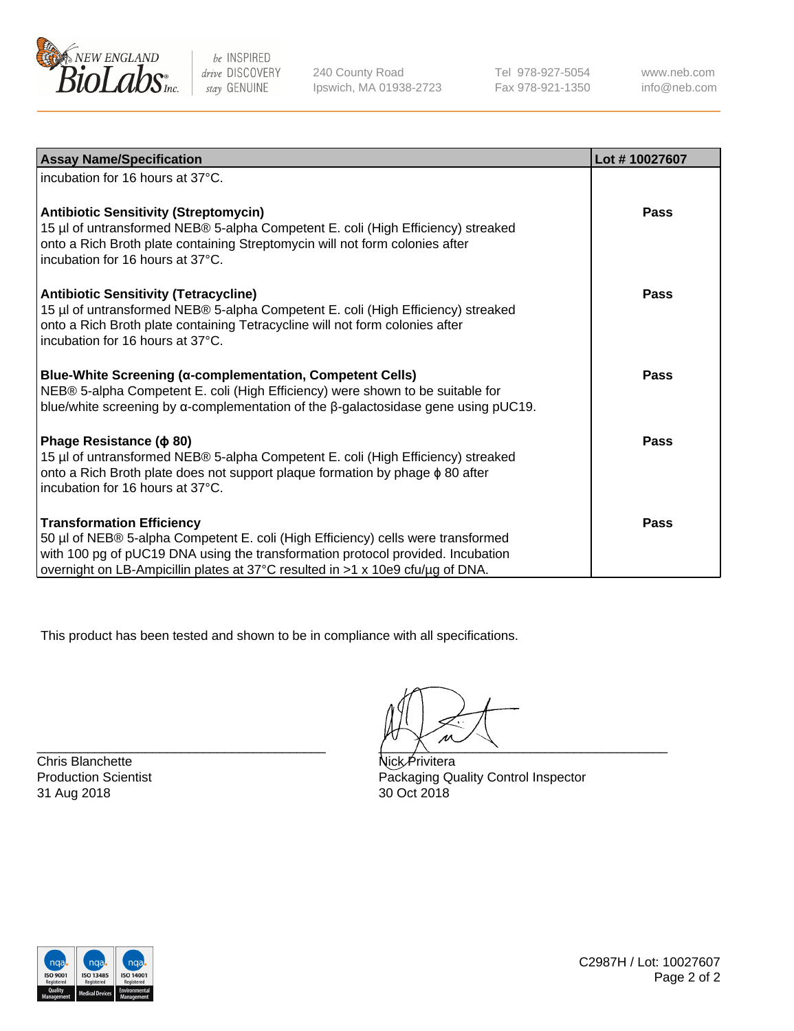New England BioLabs Inc. — be INSPIRED drive DISCOVERY stay GENUINE

240 County Road
Ipswich, MA 01938-2723

Tel 978-927-5054
Fax 978-921-1350

www.neb.com
info@neb.com

| Assay Name/Specification | Lot # 10027607 |
| --- | --- |
| incubation for 16 hours at 37°C. | |
| **Antibiotic Sensitivity (Streptomycin)**<br>15 µl of untransformed NEB® 5-alpha Competent E. coli (High Efficiency) streaked onto a Rich Broth plate containing Streptomycin will not form colonies after incubation for 16 hours at 37°C. | **Pass** |
| **Antibiotic Sensitivity (Tetracycline)**<br>15 µl of untransformed NEB® 5-alpha Competent E. coli (High Efficiency) streaked onto a Rich Broth plate containing Tetracycline will not form colonies after incubation for 16 hours at 37°C. | **Pass** |
| **Blue-White Screening (α-complementation, Competent Cells)**<br>NEB® 5-alpha Competent E. coli (High Efficiency) were shown to be suitable for blue/white screening by α-complementation of the β-galactosidase gene using pUC19. | **Pass** |
| **Phage Resistance (ϕ 80)**<br>15 µl of untransformed NEB® 5-alpha Competent E. coli (High Efficiency) streaked onto a Rich Broth plate does not support plaque formation by phage ϕ 80 after incubation for 16 hours at 37°C. | **Pass** |
| **Transformation Efficiency**<br>50 µl of NEB® 5-alpha Competent E. coli (High Efficiency) cells were transformed with 100 pg of pUC19 DNA using the transformation protocol provided. Incubation overnight on LB-Ampicillin plates at 37°C resulted in >1 x 10e9 cfu/µg of DNA. | **Pass** |

This product has been tested and shown to be in compliance with all specifications.

Chris Blanchette
Production Scientist
31 Aug 2018

Nick Privitera
Packaging Quality Control Inspector
30 Oct 2018

C2987H / Lot: 10027607